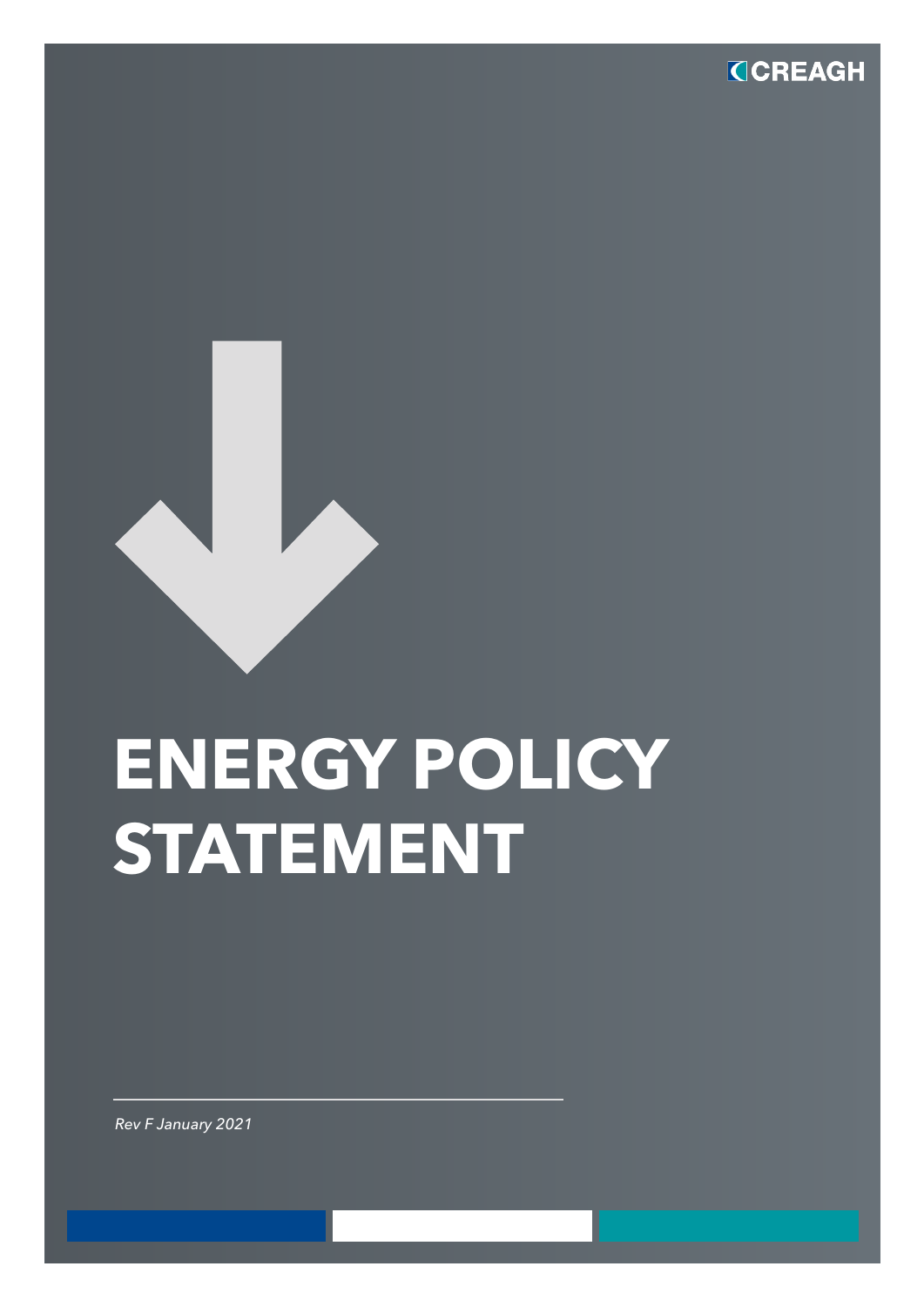CREAGH

# ENERGY POLICY STATEMENT

*Rev F January 2021*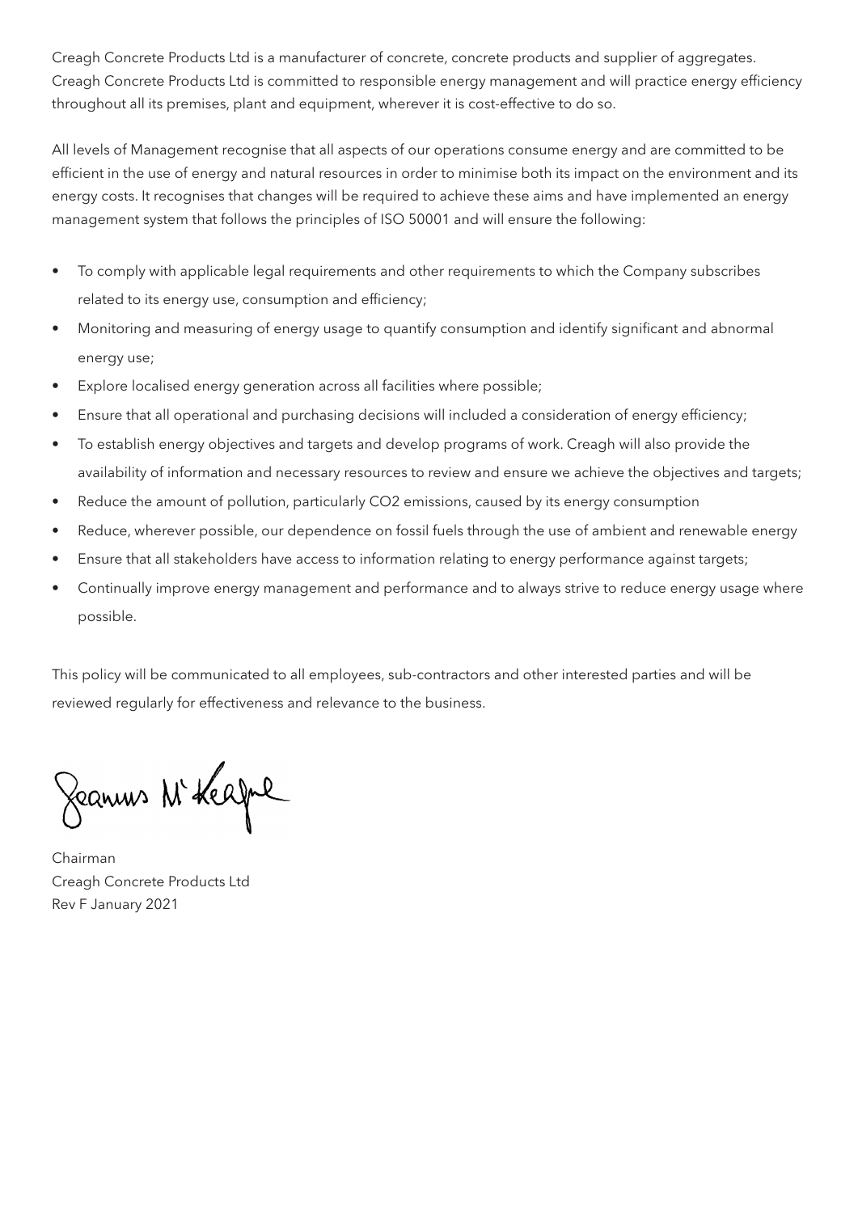Creagh Concrete Products Ltd is a manufacturer of concrete, concrete products and supplier of aggregates. Creagh Concrete Products Ltd is committed to responsible energy management and will practice energy efficiency throughout all its premises, plant and equipment, wherever it is cost-effective to do so.

All levels of Management recognise that all aspects of our operations consume energy and are committed to be efficient in the use of energy and natural resources in order to minimise both its impact on the environment and its energy costs. It recognises that changes will be required to achieve these aims and have implemented an energy management system that follows the principles of ISO 50001 and will ensure the following:

- To comply with applicable legal requirements and other requirements to which the Company subscribes related to its energy use, consumption and efficiency;
- Monitoring and measuring of energy usage to quantify consumption and identify significant and abnormal energy use;
- Explore localised energy generation across all facilities where possible;
- Ensure that all operational and purchasing decisions will included a consideration of energy efficiency;
- To establish energy objectives and targets and develop programs of work. Creagh will also provide the availability of information and necessary resources to review and ensure we achieve the objectives and targets;
- Reduce the amount of pollution, particularly $CO_2$ emissions, caused by its energy consumption
- Reduce, wherever possible, our dependence on fossil fuels through the use of ambient and renewable energy
- Ensure that all stakeholders have access to information relating to energy performance against targets;
- Continually improve energy management and performance and to always strive to reduce energy usage where possible.

This policy will be communicated to all employees, sub-contractors and other interested parties and will be reviewed regularly for effectiveness and relevance to the business.

Seamus McKeague

Chairman
Creagh Concrete Products Ltd
Rev F January 2021